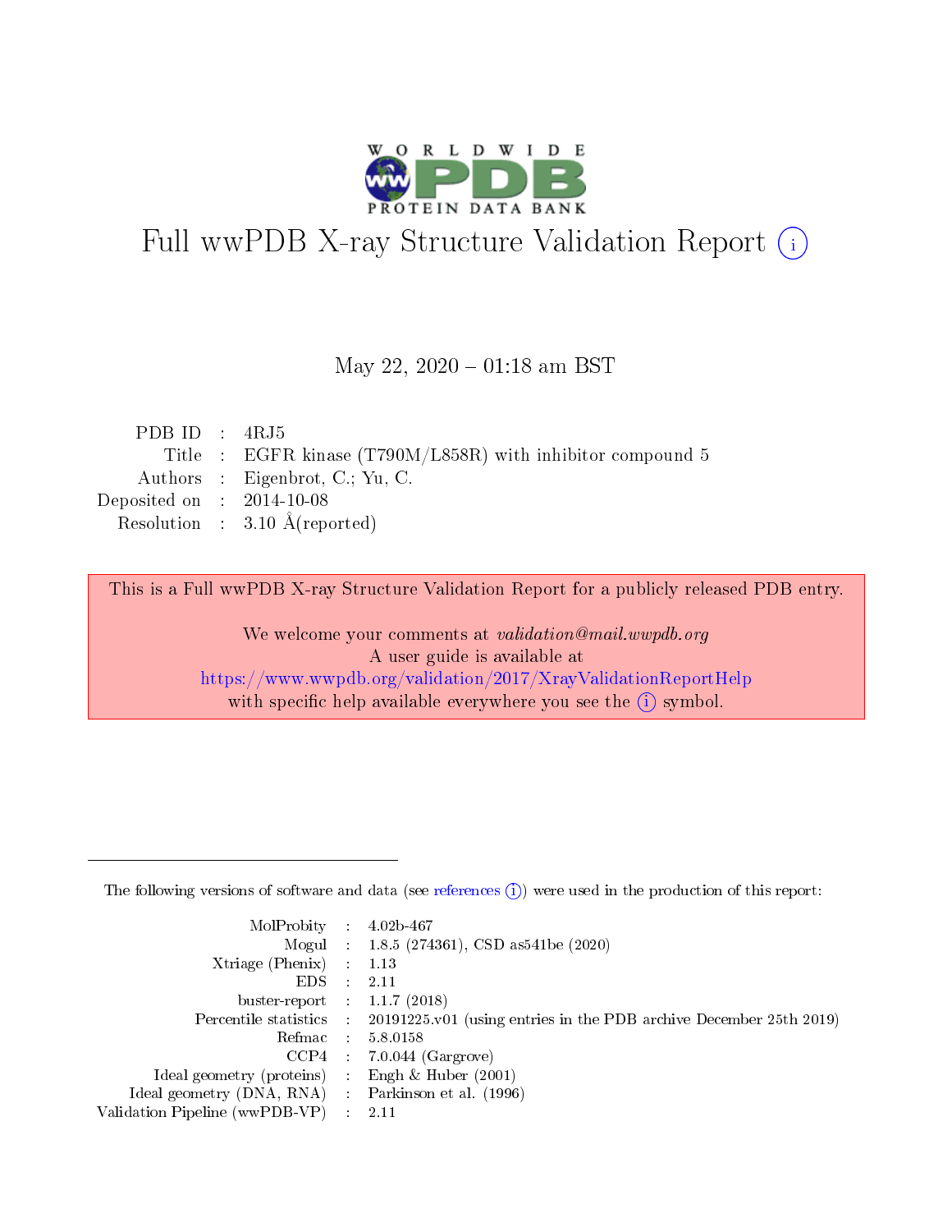# Full wwPDB X-ray Structure Validation Report (i)

May 22, 2020 – 01:18 am BST

| | | |
|---|---|---|
| PDB ID | : | 4RJ5 |
| Title | : | EGFR kinase (T790M/L858R) with inhibitor compound 5 |
| Authors | : | Eigenbrot, C.; Yu, C. |
| Deposited on | : | 2014-10-08 |
| Resolution | : | 3.10 Å(reported) |

This is a Full wwPDB X-ray Structure Validation Report for a publicly released PDB entry.

We welcome your comments at *validation@mail.wwpdb.org*
A user guide is available at
https://www.wwpdb.org/validation/2017/XrayValidationReportHelp
with specific help available everywhere you see the (i) symbol.

---

The following versions of software and data (see references (i)) were used in the production of this report:

| | | |
|---|---|---|
| MolProbity | : | 4.02b-467 |
| Mogul | : | 1.8.5 (274361), CSD as541be (2020) |
| Xtriage (Phenix) | : | 1.13 |
| EDS | : | 2.11 |
| buster-report | : | 1.1.7 (2018) |
| Percentile statistics | : | 20191225.v01 (using entries in the PDB archive December 25th 2019) |
| Refmac | : | 5.8.0158 |
| CCP4 | : | 7.0.044 (Gargrove) |
| Ideal geometry (proteins) | : | Engh & Huber (2001) |
| Ideal geometry (DNA, RNA) | : | Parkinson et al. (1996) |
| Validation Pipeline (wwPDB-VP) | : | 2.11 |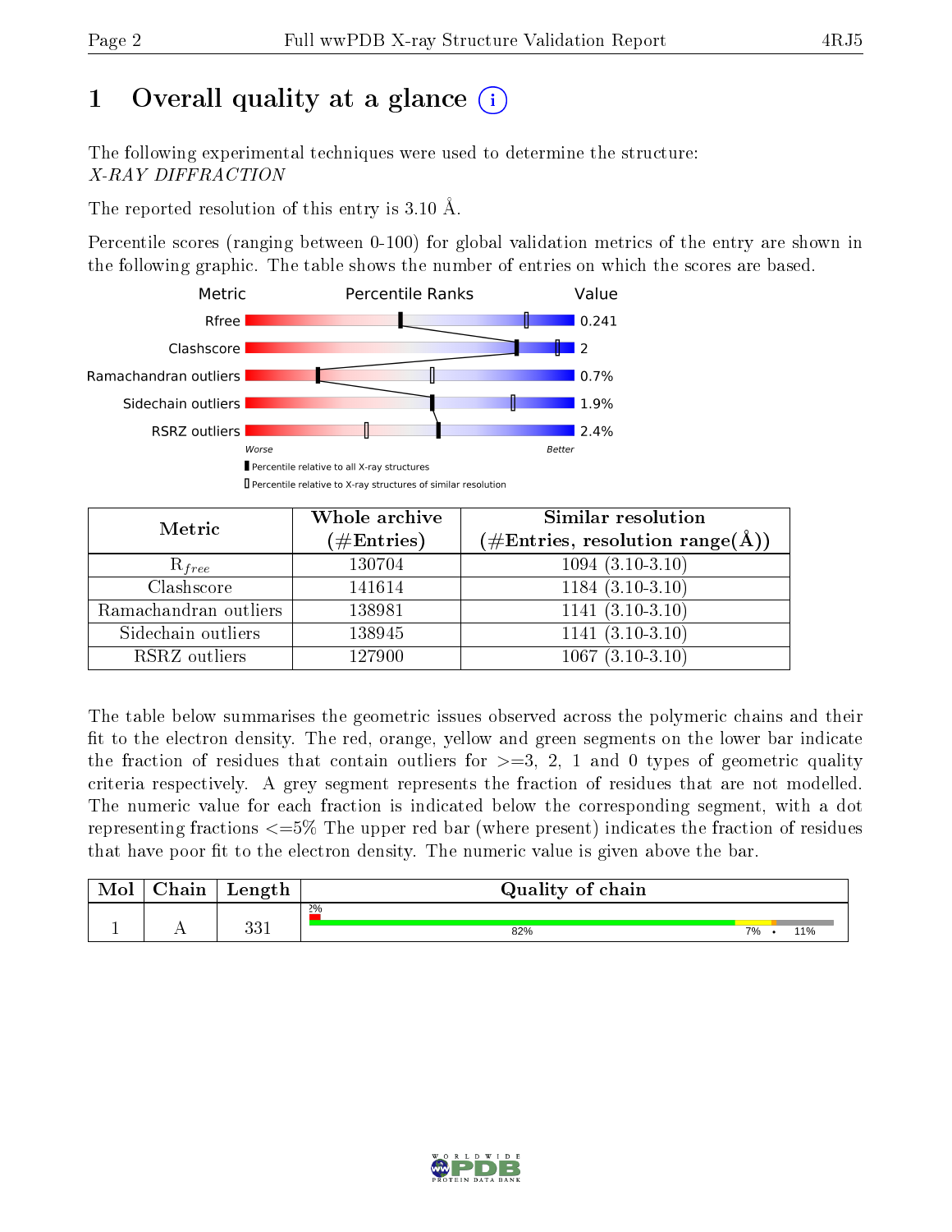# 1 Overall quality at a glance (i)

The following experimental techniques were used to determine the structure:
*X-RAY DIFFRACTION*

The reported resolution of this entry is 3.10 Å.

Percentile scores (ranging between 0-100) for global validation metrics of the entry are shown in the following graphic. The table shows the number of entries on which the scores are based.

| Metric | Value |
|---|---|
| Rfree | 0.241 |
| Clashscore | 2 |
| Ramachandran outliers | 0.7% |
| Sidechain outliers | 1.9% |
| RSRZ outliers | 2.4% |

Worse — Better

▮ Percentile relative to all X-ray structures
▯ Percentile relative to X-ray structures of similar resolution

| Metric | Whole archive (#Entries) | Similar resolution (#Entries, resolution range(Å)) |
|---|---|---|
| $R_{free}$ | 130704 | 1094 (3.10-3.10) |
| Clashscore | 141614 | 1184 (3.10-3.10) |
| Ramachandran outliers | 138981 | 1141 (3.10-3.10) |
| Sidechain outliers | 138945 | 1141 (3.10-3.10) |
| RSRZ outliers | 127900 | 1067 (3.10-3.10) |

The table below summarises the geometric issues observed across the polymeric chains and their fit to the electron density. The red, orange, yellow and green segments on the lower bar indicate the fraction of residues that contain outliers for >=3, 2, 1 and 0 types of geometric quality criteria respectively. A grey segment represents the fraction of residues that are not modelled. The numeric value for each fraction is indicated below the corresponding segment, with a dot representing fractions <=5% The upper red bar (where present) indicates the fraction of residues that have poor fit to the electron density. The numeric value is given above the bar.

| Mol | Chain | Length | Quality of chain |
|---|---|---|---|
| 1 | A | 331 | 2% (upper); 82% · 7% · • · 11% |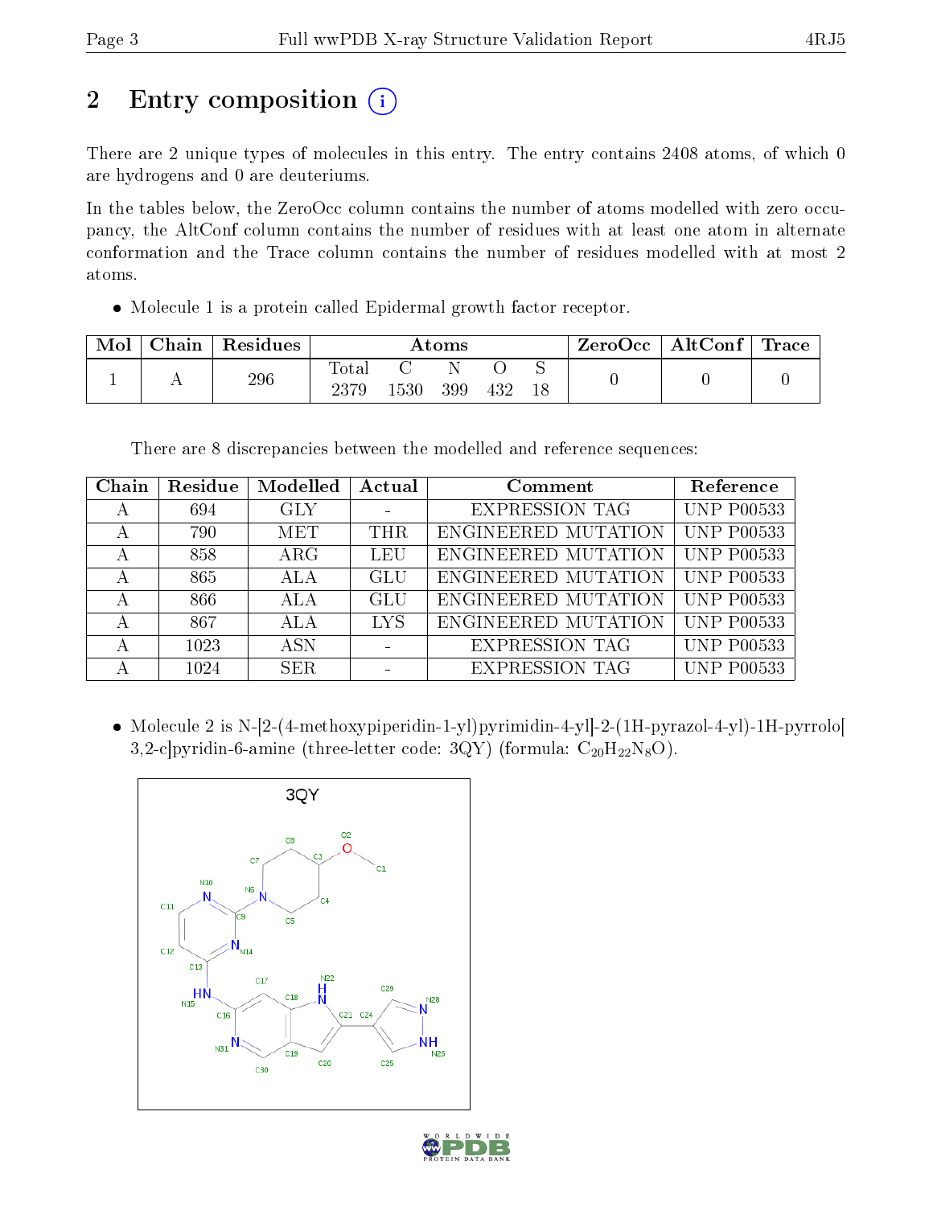# 2 Entry composition

There are 2 unique types of molecules in this entry. The entry contains 2408 atoms, of which 0 are hydrogens and 0 are deuteriums.

In the tables below, the ZeroOcc column contains the number of atoms modelled with zero occupancy, the AltConf column contains the number of residues with at least one atom in alternate conformation and the Trace column contains the number of residues modelled with at most 2 atoms.

- Molecule 1 is a protein called Epidermal growth factor receptor.

| Mol | Chain | Residues | Atoms | | | | | ZeroOcc | AltConf | Trace |
|---|---|---|---|---|---|---|---|---|---|---|
| | | | Total | C | N | O | S | | | |
| 1 | A | 296 | 2379 | 1530 | 399 | 432 | 18 | 0 | 0 | 0 |

There are 8 discrepancies between the modelled and reference sequences:

| Chain | Residue | Modelled | Actual | Comment | Reference |
|---|---|---|---|---|---|
| A | 694 | GLY | - | EXPRESSION TAG | UNP P00533 |
| A | 790 | MET | THR | ENGINEERED MUTATION | UNP P00533 |
| A | 858 | ARG | LEU | ENGINEERED MUTATION | UNP P00533 |
| A | 865 | ALA | GLU | ENGINEERED MUTATION | UNP P00533 |
| A | 866 | ALA | GLU | ENGINEERED MUTATION | UNP P00533 |
| A | 867 | ALA | LYS | ENGINEERED MUTATION | UNP P00533 |
| A | 1023 | ASN | - | EXPRESSION TAG | UNP P00533 |
| A | 1024 | SER | - | EXPRESSION TAG | UNP P00533 |

- Molecule 2 is N-[2-(4-methoxypiperidin-1-yl)pyrimidin-4-yl]-2-(1H-pyrazol-4-yl)-1H-pyrrolo[3,2-c]pyridin-6-amine (three-letter code: 3QY) (formula: $C_{20}H_{22}N_8O$).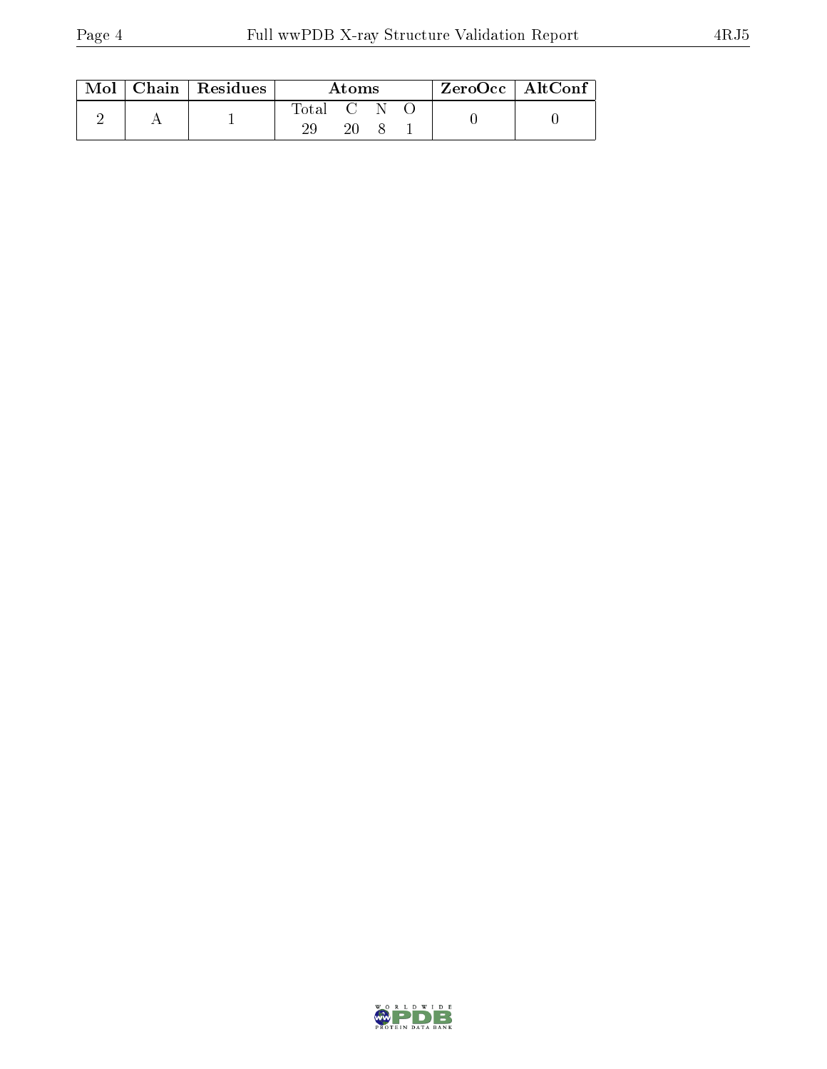| Mol | Chain | Residues | Atoms | | | | ZeroOcc | AltConf |
|---|---|---|---|---|---|---|---|---|
| | | | Total | C | N | O | | |
| 2 | A | 1 | 29 | 20 | 8 | 1 | 0 | 0 |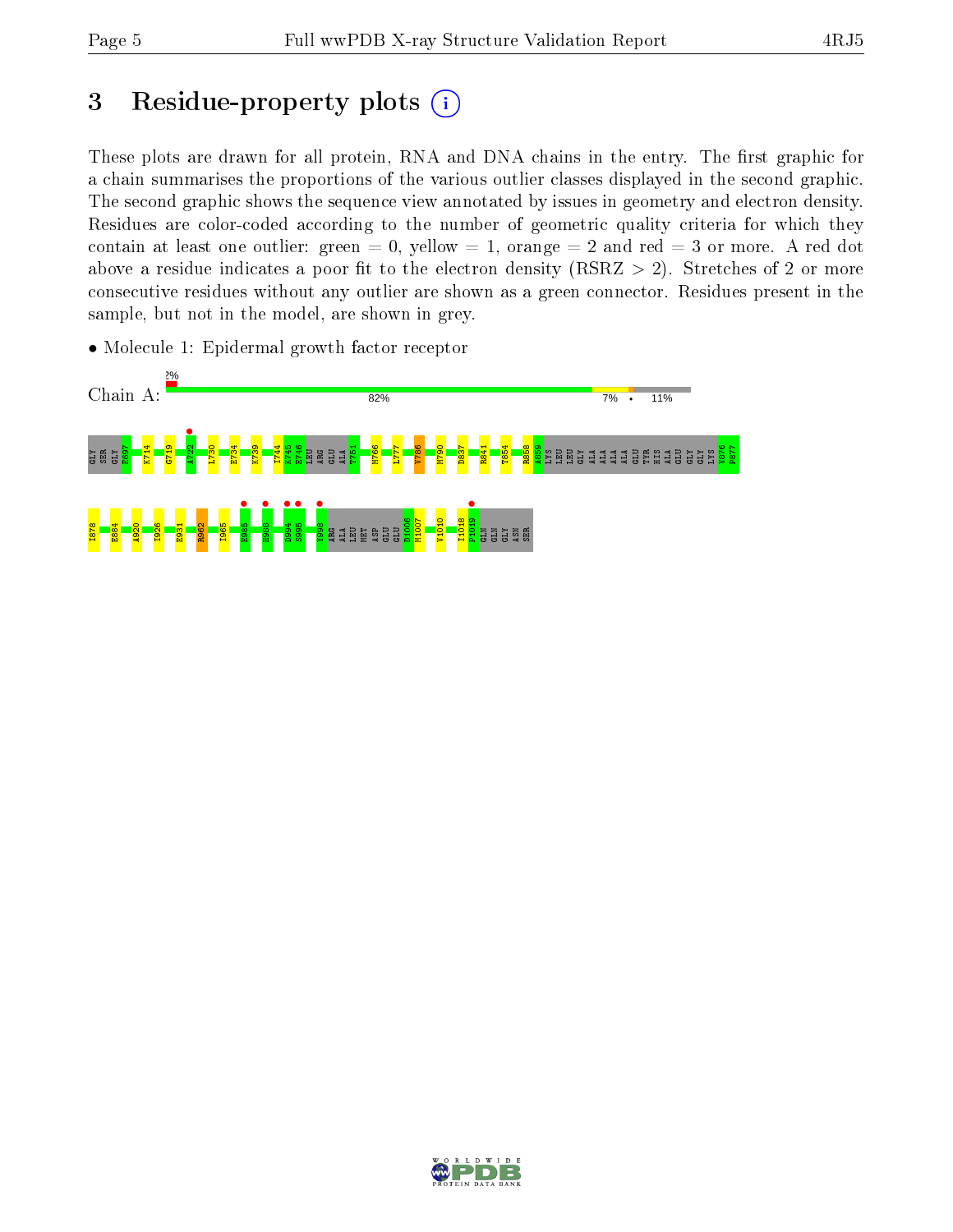# 3 Residue-property plots

These plots are drawn for all protein, RNA and DNA chains in the entry. The first graphic for a chain summarises the proportions of the various outlier classes displayed in the second graphic. The second graphic shows the sequence view annotated by issues in geometry and electron density. Residues are color-coded according to the number of geometric quality criteria for which they contain at least one outlier: green = 0, yellow = 1, orange = 2 and red = 3 or more. A red dot above a residue indicates a poor fit to the electron density (RSRZ > 2). Stretches of 2 or more consecutive residues without any outlier are shown as a green connector. Residues present in the sample, but not in the model, are shown in grey.

- Molecule 1: Epidermal growth factor receptor

Chain A: 2% | 82% | 7% | • | 11%

GLY SER GLY E697 K714 G719 A722 L730 E734 K739 I744 K745 E746 LEU ARG GLU ALA T751 M766 L777 V786 M790 D837 R841 T854 R858 A859 LYS LEU LEU GLY ALA ALA ALA ALA GLU TYR HIS ALA GLU GLY GLY LYS V876 P877

I878 E884 A920 I926 E931 R962 I965 E985 H988 D994 S995 Y998 ARG ALA LEU MET ASP GLU GLU D1006 M1007 V1010 I1018 P1019 GLN GLN GLY ASN SER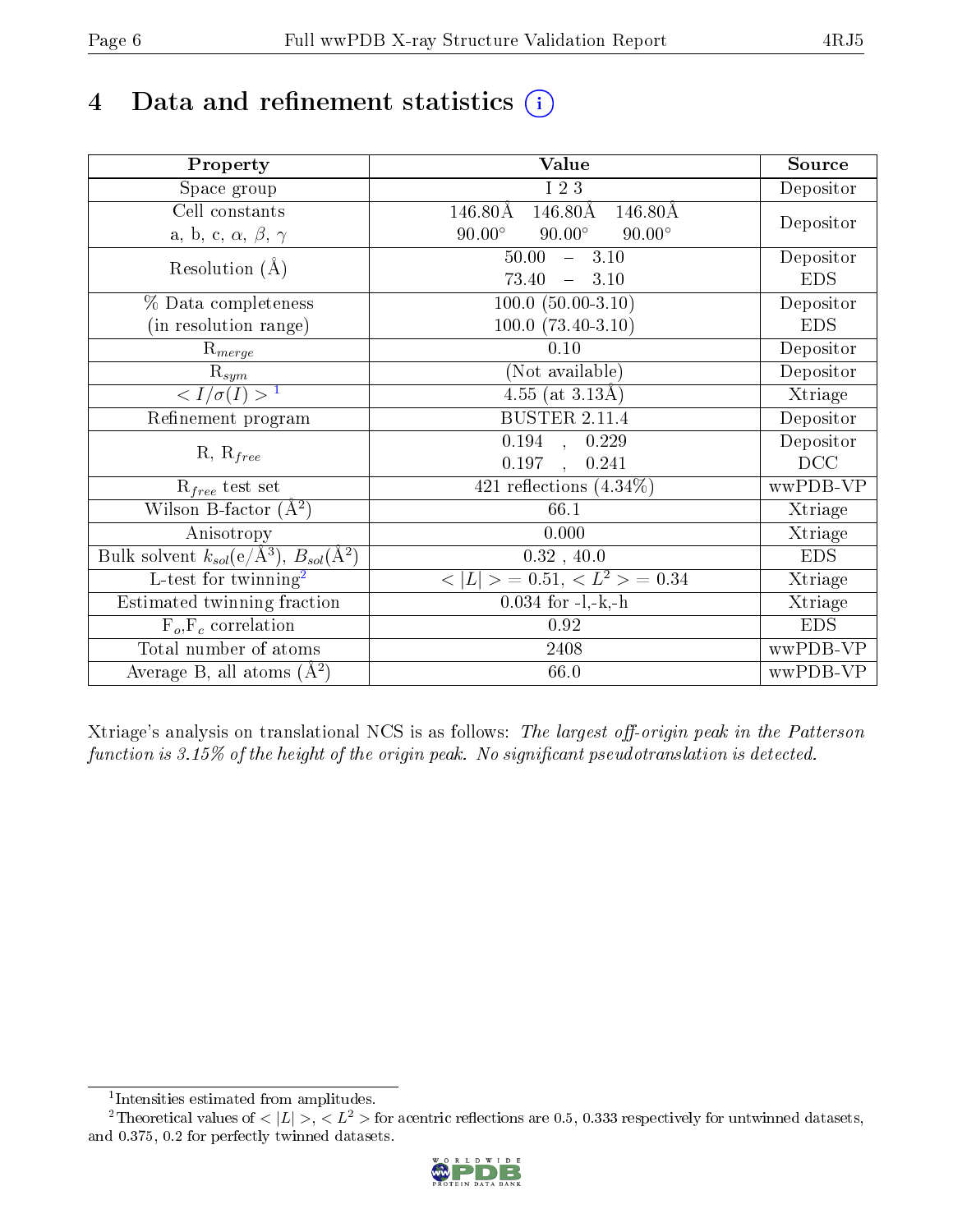# 4 Data and refinement statistics

| Property | Value | Source |
| --- | --- | --- |
| Space group | I 2 3 | Depositor |
| Cell constants<br>a, b, c, $\alpha$, $\beta$, $\gamma$ | 146.80Å 146.80Å 146.80Å<br>90.00° 90.00° 90.00° | Depositor |
| Resolution (Å) | 50.00 – 3.10<br>73.40 – 3.10 | Depositor<br>EDS |
| % Data completeness<br>(in resolution range) | 100.0 (50.00-3.10)<br>100.0 (73.40-3.10) | Depositor<br>EDS |
| $R_{merge}$ | 0.10 | Depositor |
| $R_{sym}$ | (Not available) | Depositor |
| $< I/\sigma(I) >$ [1] | 4.55 (at 3.13Å) | Xtriage |
| Refinement program | BUSTER 2.11.4 | Depositor |
| R, $R_{free}$ | 0.194 , 0.229<br>0.197 , 0.241 | Depositor<br>DCC |
| $R_{free}$ test set | 421 reflections (4.34%) | wwPDB-VP |
| Wilson B-factor ($Å^2$) | 66.1 | Xtriage |
| Anisotropy | 0.000 | Xtriage |
| Bulk solvent $k_{sol}$(e/$Å^3$), $B_{sol}$($Å^2$) | 0.32 , 40.0 | EDS |
| L-test for twinning[2] | $< \|L\| >$ = 0.51, $< L^2 >$ = 0.34 | Xtriage |
| Estimated twinning fraction | 0.034 for -l,-k,-h | Xtriage |
| $F_o$,$F_c$ correlation | 0.92 | EDS |
| Total number of atoms | 2408 | wwPDB-VP |
| Average B, all atoms ($Å^2$) | 66.0 | wwPDB-VP |

Xtriage's analysis on translational NCS is as follows: *The largest off-origin peak in the Patterson function is 3.15% of the height of the origin peak. No significant pseudotranslation is detected.*

[1] Intensities estimated from amplitudes.

[2] Theoretical values of $< |L| >$, $< L^2 >$ for acentric reflections are 0.5, 0.333 respectively for untwinned datasets, and 0.375, 0.2 for perfectly twinned datasets.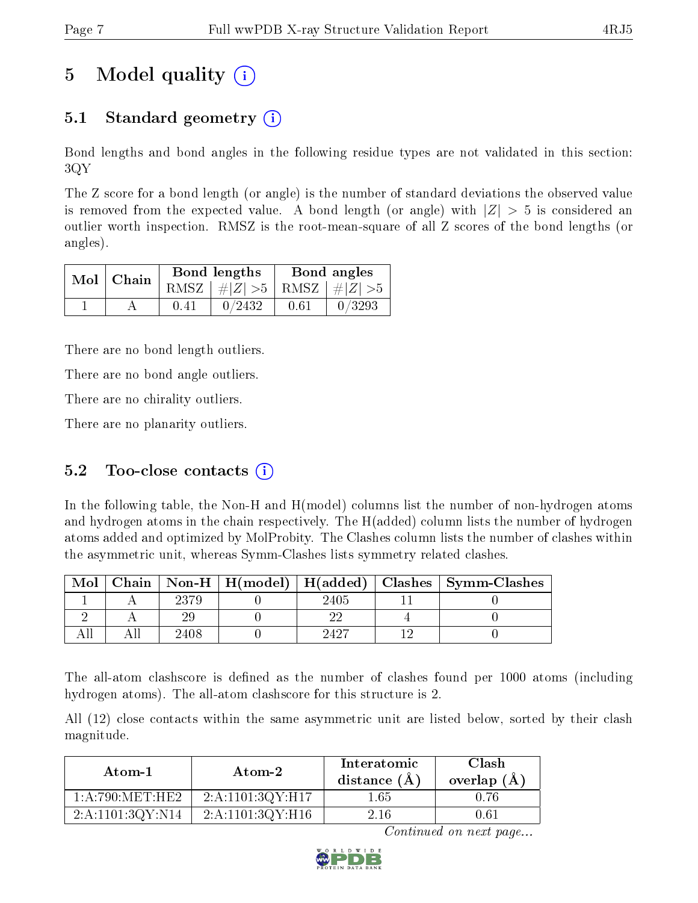# 5 Model quality (i)

## 5.1 Standard geometry (i)

Bond lengths and bond angles in the following residue types are not validated in this section: 3QY

The Z score for a bond length (or angle) is the number of standard deviations the observed value is removed from the expected value. A bond length (or angle) with $|Z| > 5$ is considered an outlier worth inspection. RMSZ is the root-mean-square of all Z scores of the bond lengths (or angles).

| Mol | Chain | Bond lengths | | Bond angles | |
|---|---|---|---|---|---|
| | | RMSZ | $\#\|Z\| > 5$ | RMSZ | $\#\|Z\| > 5$ |
| 1 | A | 0.41 | 0/2432 | 0.61 | 0/3293 |

There are no bond length outliers.

There are no bond angle outliers.

There are no chirality outliers.

There are no planarity outliers.

## 5.2 Too-close contacts (i)

In the following table, the Non-H and H(model) columns list the number of non-hydrogen atoms and hydrogen atoms in the chain respectively. The H(added) column lists the number of hydrogen atoms added and optimized by MolProbity. The Clashes column lists the number of clashes within the asymmetric unit, whereas Symm-Clashes lists symmetry related clashes.

| Mol | Chain | Non-H | H(model) | H(added) | Clashes | Symm-Clashes |
|---|---|---|---|---|---|---|
| 1 | A | 2379 | 0 | 2405 | 11 | 0 |
| 2 | A | 29 | 0 | 22 | 4 | 0 |
| All | All | 2408 | 0 | 2427 | 12 | 0 |

The all-atom clashscore is defined as the number of clashes found per 1000 atoms (including hydrogen atoms). The all-atom clashscore for this structure is 2.

All (12) close contacts within the same asymmetric unit are listed below, sorted by their clash magnitude.

| Atom-1 | Atom-2 | Interatomic distance (Å) | Clash overlap (Å) |
|---|---|---|---|
| 1:A:790:MET:HE2 | 2:A:1101:3QY:H17 | 1.65 | 0.76 |
| 2:A:1101:3QY:N14 | 2:A:1101:3QY:H16 | 2.16 | 0.61 |

*Continued on next page...*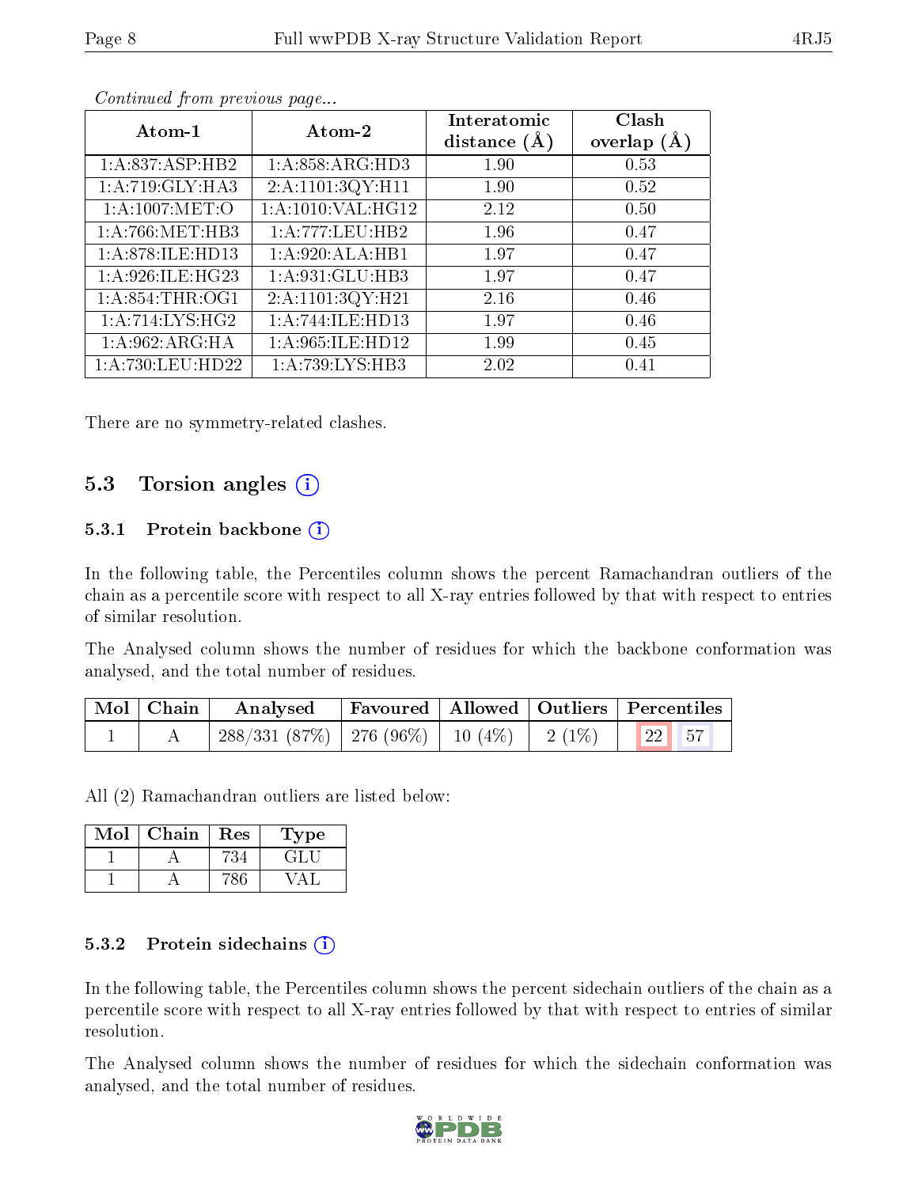*Continued from previous page...*

| Atom-1 | Atom-2 | Interatomic distance (Å) | Clash overlap (Å) |
|---|---|---|---|
| 1:A:837:ASP:HB2 | 1:A:858:ARG:HD3 | 1.90 | 0.53 |
| 1:A:719:GLY:HA3 | 2:A:1101:3QY:H11 | 1.90 | 0.52 |
| 1:A:1007:MET:O | 1:A:1010:VAL:HG12 | 2.12 | 0.50 |
| 1:A:766:MET:HB3 | 1:A:777:LEU:HB2 | 1.96 | 0.47 |
| 1:A:878:ILE:HD13 | 1:A:920:ALA:HB1 | 1.97 | 0.47 |
| 1:A:926:ILE:HG23 | 1:A:931:GLU:HB3 | 1.97 | 0.47 |
| 1:A:854:THR:OG1 | 2:A:1101:3QY:H21 | 2.16 | 0.46 |
| 1:A:714:LYS:HG2 | 1:A:744:ILE:HD13 | 1.97 | 0.46 |
| 1:A:962:ARG:HA | 1:A:965:ILE:HD12 | 1.99 | 0.45 |
| 1:A:730:LEU:HD22 | 1:A:739:LYS:HB3 | 2.02 | 0.41 |

There are no symmetry-related clashes.

## 5.3 Torsion angles

### 5.3.1 Protein backbone

In the following table, the Percentiles column shows the percent Ramachandran outliers of the chain as a percentile score with respect to all X-ray entries followed by that with respect to entries of similar resolution.

The Analysed column shows the number of residues for which the backbone conformation was analysed, and the total number of residues.

| Mol | Chain | Analysed | Favoured | Allowed | Outliers | Percentiles | |
|---|---|---|---|---|---|---|---|
| 1 | A | 288/331 (87%) | 276 (96%) | 10 (4%) | 2 (1%) | 22 | 57 |

All (2) Ramachandran outliers are listed below:

| Mol | Chain | Res | Type |
|---|---|---|---|
| 1 | A | 734 | GLU |
| 1 | A | 786 | VAL |

### 5.3.2 Protein sidechains

In the following table, the Percentiles column shows the percent sidechain outliers of the chain as a percentile score with respect to all X-ray entries followed by that with respect to entries of similar resolution.

The Analysed column shows the number of residues for which the sidechain conformation was analysed, and the total number of residues.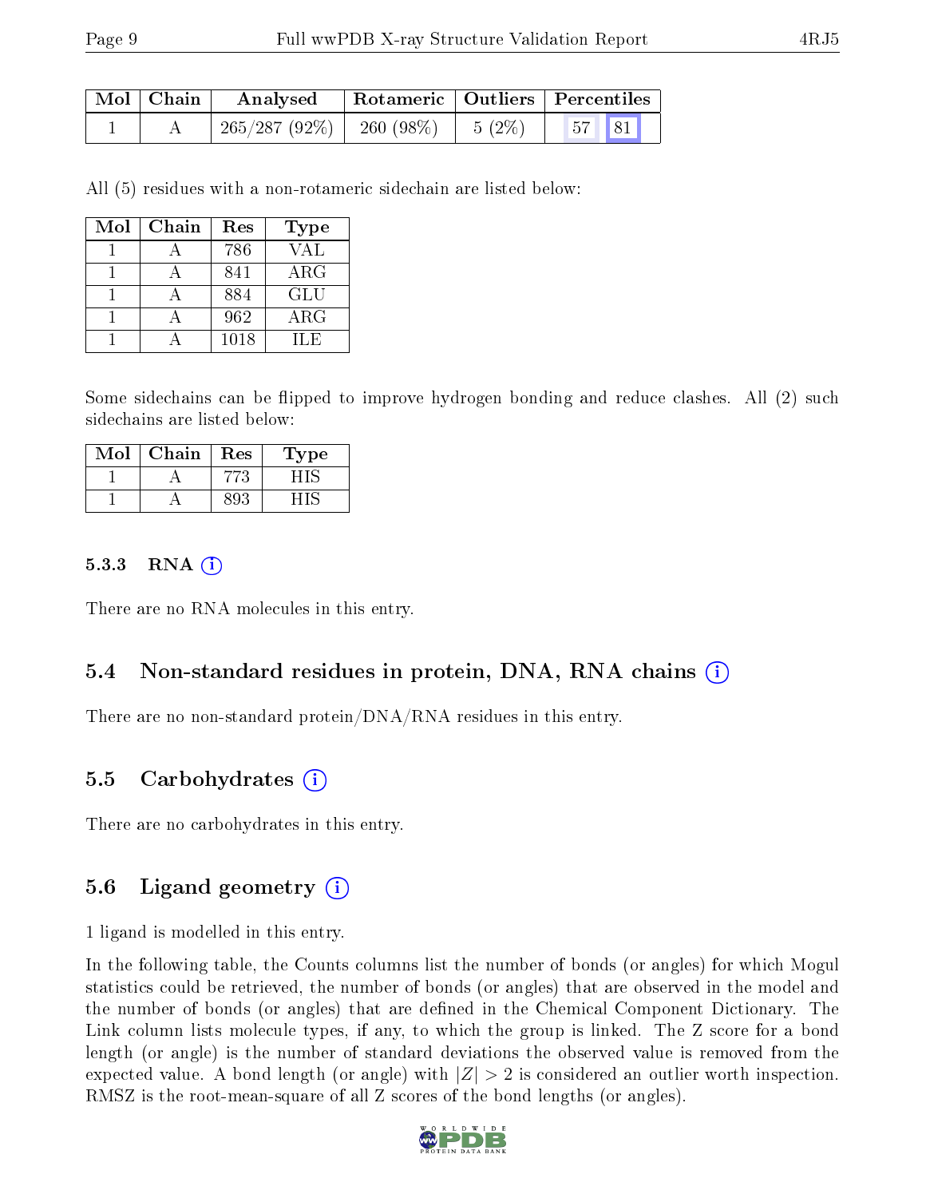| Mol | Chain | Analysed | Rotameric | Outliers | Percentiles | |
|---|---|---|---|---|---|---|
| 1 | A | 265/287 (92%) | 260 (98%) | 5 (2%) | 57 | 81 |

All (5) residues with a non-rotameric sidechain are listed below:

| Mol | Chain | Res | Type |
|---|---|---|---|
| 1 | A | 786 | VAL |
| 1 | A | 841 | ARG |
| 1 | A | 884 | GLU |
| 1 | A | 962 | ARG |
| 1 | A | 1018 | ILE |

Some sidechains can be flipped to improve hydrogen bonding and reduce clashes. All (2) such sidechains are listed below:

| Mol | Chain | Res | Type |
|---|---|---|---|
| 1 | A | 773 | HIS |
| 1 | A | 893 | HIS |

#### 5.3.3 RNA (i)

There are no RNA molecules in this entry.

### 5.4 Non-standard residues in protein, DNA, RNA chains (i)

There are no non-standard protein/DNA/RNA residues in this entry.

### 5.5 Carbohydrates (i)

There are no carbohydrates in this entry.

### 5.6 Ligand geometry (i)

1 ligand is modelled in this entry.

In the following table, the Counts columns list the number of bonds (or angles) for which Mogul statistics could be retrieved, the number of bonds (or angles) that are observed in the model and the number of bonds (or angles) that are defined in the Chemical Component Dictionary. The Link column lists molecule types, if any, to which the group is linked. The Z score for a bond length (or angle) is the number of standard deviations the observed value is removed from the expected value. A bond length (or angle) with $|Z| > 2$ is considered an outlier worth inspection. RMSZ is the root-mean-square of all Z scores of the bond lengths (or angles).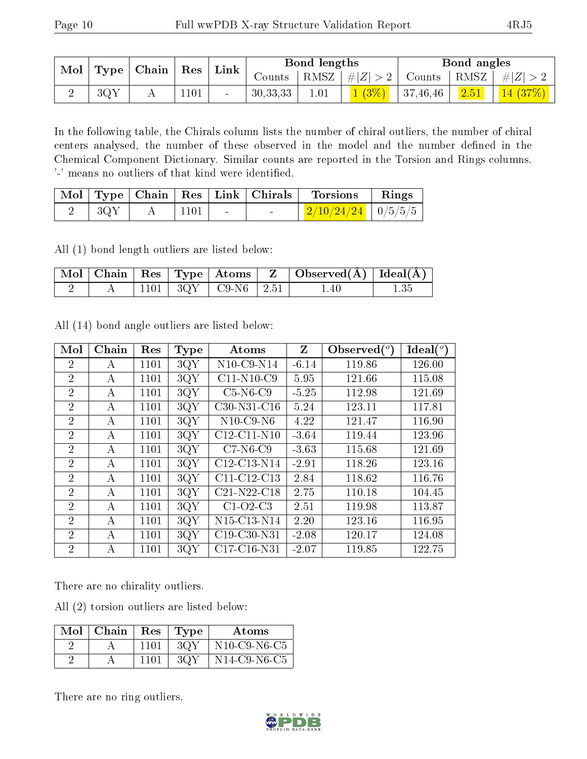| Mol | Type | Chain | Res | Link | Bond lengths | | | Bond angles | | |
|---|---|---|---|---|---|---|---|---|---|---|
| | | | | | Counts | RMSZ | #\|Z\| > 2 | Counts | RMSZ | #\|Z\| > 2 |
| 2 | 3QY | A | 1101 | - | 30,33,33 | 1.01 | 1 (3%) | 37,46,46 | 2.51 | 14 (37%) |

In the following table, the Chirals column lists the number of chiral outliers, the number of chiral centers analysed, the number of these observed in the model and the number defined in the Chemical Component Dictionary. Similar counts are reported in the Torsion and Rings columns. '-' means no outliers of that kind were identified.

| Mol | Type | Chain | Res | Link | Chirals | Torsions | Rings |
|---|---|---|---|---|---|---|---|
| 2 | 3QY | A | 1101 | - | - | 2/10/24/24 | 0/5/5/5 |

All (1) bond length outliers are listed below:

| Mol | Chain | Res | Type | Atoms | Z | Observed(Å) | Ideal(Å) |
|---|---|---|---|---|---|---|---|
| 2 | A | 1101 | 3QY | C9-N6 | 2.51 | 1.40 | 1.35 |

All (14) bond angle outliers are listed below:

| Mol | Chain | Res | Type | Atoms | Z | Observed(°) | Ideal(°) |
|---|---|---|---|---|---|---|---|
| 2 | A | 1101 | 3QY | N10-C9-N14 | -6.14 | 119.86 | 126.00 |
| 2 | A | 1101 | 3QY | C11-N10-C9 | 5.95 | 121.66 | 115.08 |
| 2 | A | 1101 | 3QY | C5-N6-C9 | -5.25 | 112.98 | 121.69 |
| 2 | A | 1101 | 3QY | C30-N31-C16 | 5.24 | 123.11 | 117.81 |
| 2 | A | 1101 | 3QY | N10-C9-N6 | 4.22 | 121.47 | 116.90 |
| 2 | A | 1101 | 3QY | C12-C11-N10 | -3.64 | 119.44 | 123.96 |
| 2 | A | 1101 | 3QY | C7-N6-C9 | -3.63 | 115.68 | 121.69 |
| 2 | A | 1101 | 3QY | C12-C13-N14 | -2.91 | 118.26 | 123.16 |
| 2 | A | 1101 | 3QY | C11-C12-C13 | 2.84 | 118.62 | 116.76 |
| 2 | A | 1101 | 3QY | C21-N22-C18 | 2.75 | 110.18 | 104.45 |
| 2 | A | 1101 | 3QY | C1-O2-C3 | 2.51 | 119.98 | 113.87 |
| 2 | A | 1101 | 3QY | N15-C13-N14 | 2.20 | 123.16 | 116.95 |
| 2 | A | 1101 | 3QY | C19-C30-N31 | -2.08 | 120.17 | 124.08 |
| 2 | A | 1101 | 3QY | C17-C16-N31 | -2.07 | 119.85 | 122.75 |

There are no chirality outliers.

All (2) torsion outliers are listed below:

| Mol | Chain | Res | Type | Atoms |
|---|---|---|---|---|
| 2 | A | 1101 | 3QY | N10-C9-N6-C5 |
| 2 | A | 1101 | 3QY | N14-C9-N6-C5 |

There are no ring outliers.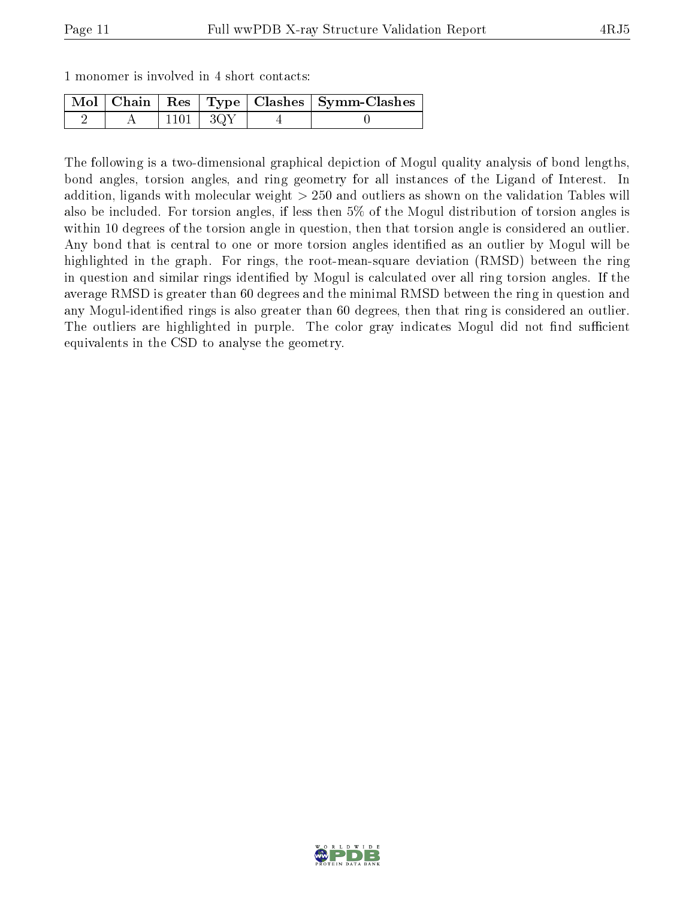1 monomer is involved in 4 short contacts:

| Mol | Chain | Res | Type | Clashes | Symm-Clashes |
|---|---|---|---|---|---|
| 2 | A | 1101 | 3QY | 4 | 0 |

The following is a two-dimensional graphical depiction of Mogul quality analysis of bond lengths, bond angles, torsion angles, and ring geometry for all instances of the Ligand of Interest. In addition, ligands with molecular weight > 250 and outliers as shown on the validation Tables will also be included. For torsion angles, if less then 5% of the Mogul distribution of torsion angles is within 10 degrees of the torsion angle in question, then that torsion angle is considered an outlier. Any bond that is central to one or more torsion angles identified as an outlier by Mogul will be highlighted in the graph. For rings, the root-mean-square deviation (RMSD) between the ring in question and similar rings identified by Mogul is calculated over all ring torsion angles. If the average RMSD is greater than 60 degrees and the minimal RMSD between the ring in question and any Mogul-identified rings is also greater than 60 degrees, then that ring is considered an outlier. The outliers are highlighted in purple. The color gray indicates Mogul did not find sufficient equivalents in the CSD to analyse the geometry.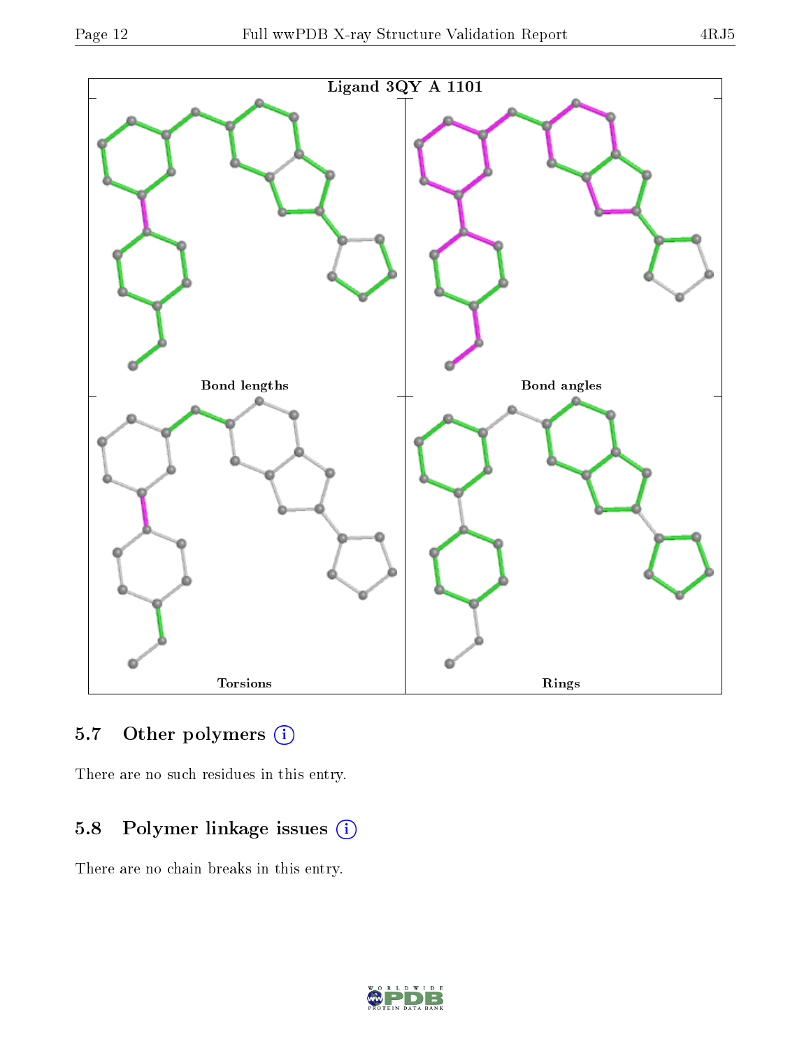Ligand 3QY A 1101

Bond lengths

Bond angles

Torsions

Rings

## 5.7 Other polymers (i)

There are no such residues in this entry.

## 5.8 Polymer linkage issues (i)

There are no chain breaks in this entry.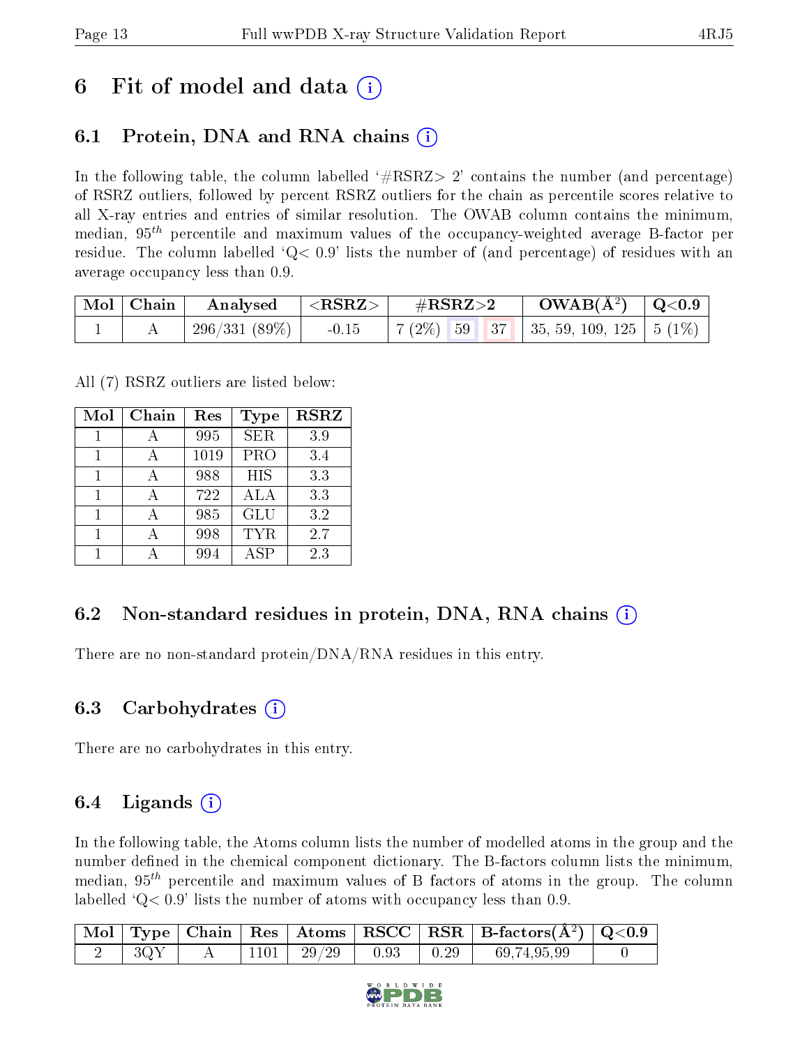# 6 Fit of model and data (i)

## 6.1 Protein, DNA and RNA chains (i)

In the following table, the column labelled '#RSRZ> 2' contains the number (and percentage) of RSRZ outliers, followed by percent RSRZ outliers for the chain as percentile scores relative to all X-ray entries and entries of similar resolution. The OWAB column contains the minimum, median, $95^{th}$ percentile and maximum values of the occupancy-weighted average B-factor per residue. The column labelled 'Q< 0.9' lists the number of (and percentage) of residues with an average occupancy less than 0.9.

| Mol | Chain | Analysed | <RSRZ> | #RSRZ>2 | | | OWAB(Å$^2$) | Q<0.9 |
|---|---|---|---|---|---|---|---|---|
| 1 | A | 296/331 (89%) | -0.15 | 7 (2%) | 59 | 37 | 35, 59, 109, 125 | 5 (1%) |

All (7) RSRZ outliers are listed below:

| Mol | Chain | Res | Type | RSRZ |
|---|---|---|---|---|
| 1 | A | 995 | SER | 3.9 |
| 1 | A | 1019 | PRO | 3.4 |
| 1 | A | 988 | HIS | 3.3 |
| 1 | A | 722 | ALA | 3.3 |
| 1 | A | 985 | GLU | 3.2 |
| 1 | A | 998 | TYR | 2.7 |
| 1 | A | 994 | ASP | 2.3 |

## 6.2 Non-standard residues in protein, DNA, RNA chains (i)

There are no non-standard protein/DNA/RNA residues in this entry.

## 6.3 Carbohydrates (i)

There are no carbohydrates in this entry.

## 6.4 Ligands (i)

In the following table, the Atoms column lists the number of modelled atoms in the group and the number defined in the chemical component dictionary. The B-factors column lists the minimum, median, $95^{th}$ percentile and maximum values of B factors of atoms in the group. The column labelled 'Q< 0.9' lists the number of atoms with occupancy less than 0.9.

| Mol | Type | Chain | Res | Atoms | RSCC | RSR | B-factors(Å$^2$) | Q<0.9 |
|---|---|---|---|---|---|---|---|---|
| 2 | 3QY | A | 1101 | 29/29 | 0.93 | 0.29 | 69,74,95,99 | 0 |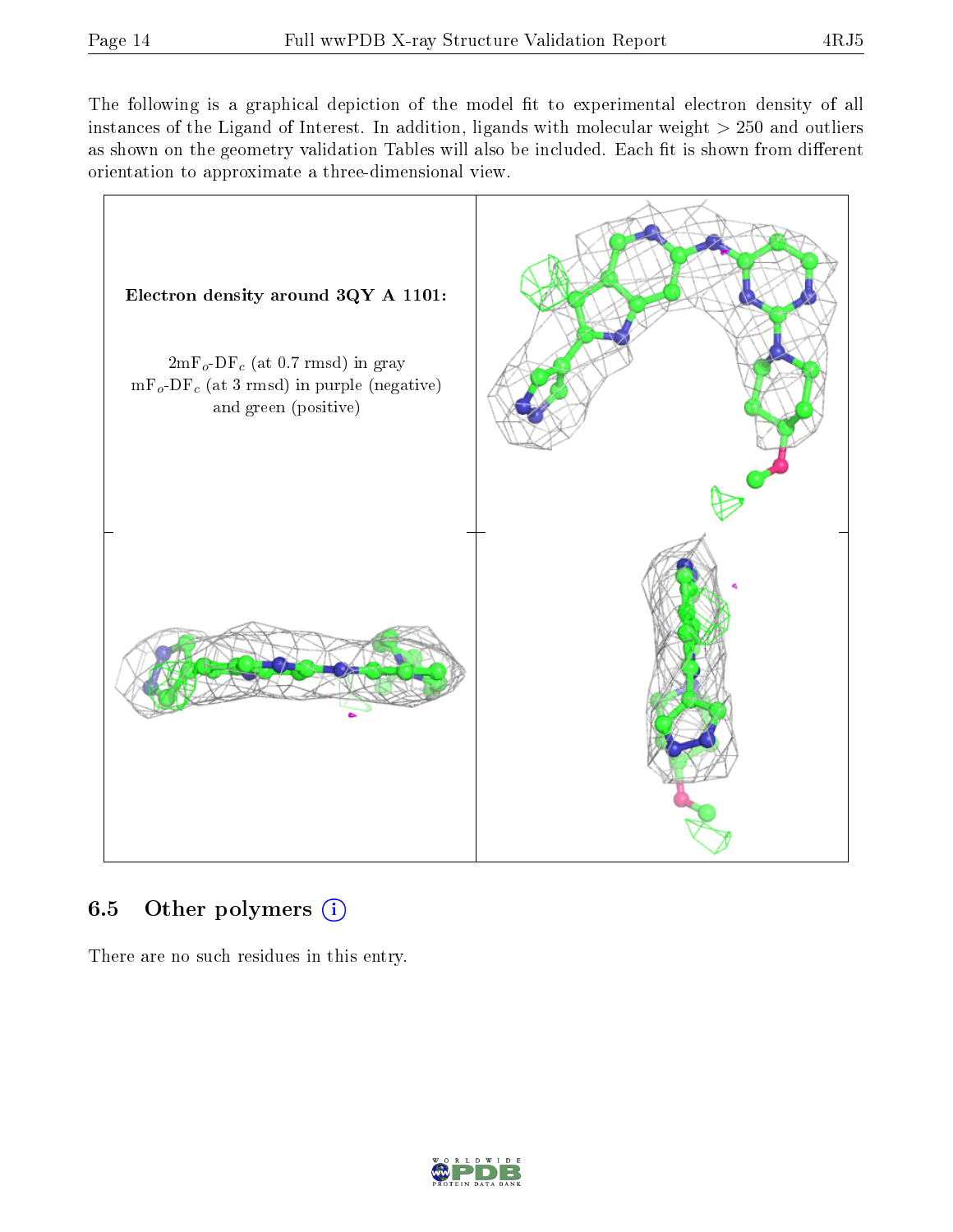The following is a graphical depiction of the model fit to experimental electron density of all instances of the Ligand of Interest. In addition, ligands with molecular weight > 250 and outliers as shown on the geometry validation Tables will also be included. Each fit is shown from different orientation to approximate a three-dimensional view.

**Electron density around 3QY A 1101:**

$2mF_o$-$DF_c$ (at 0.7 rmsd) in gray
$mF_o$-$DF_c$ (at 3 rmsd) in purple (negative) and green (positive)

## 6.5 Other polymers

There are no such residues in this entry.